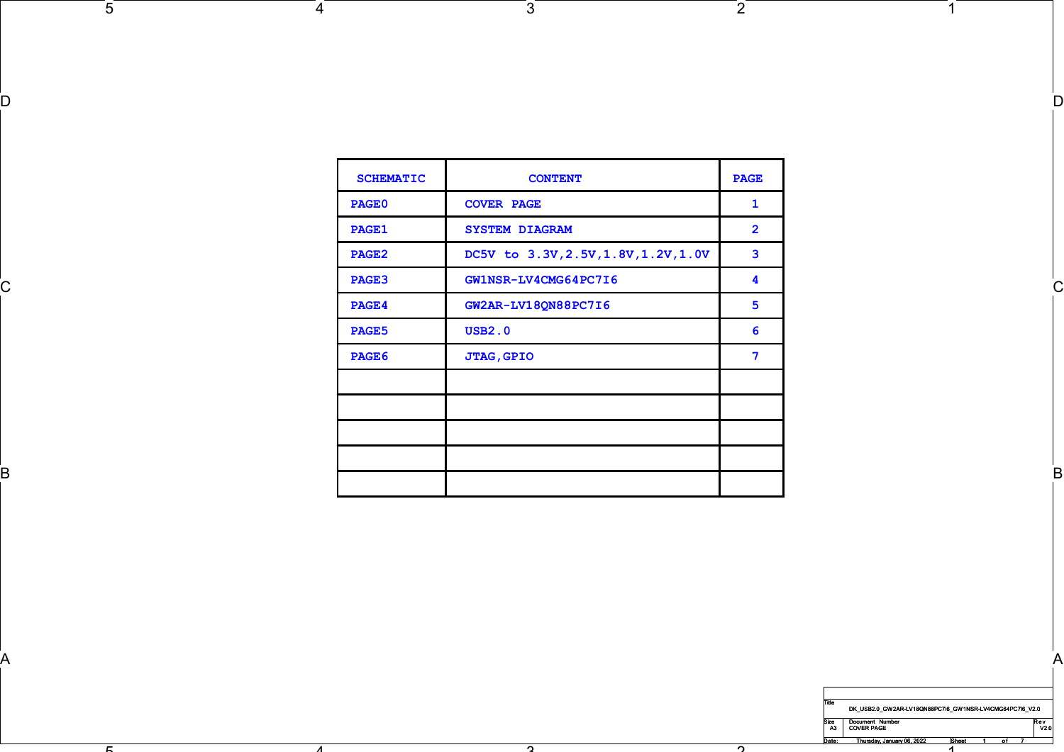| SCHEMATIC | CONTENT | PAGE |
| --- | --- | --- |
| PAGE0 | COVER PAGE | 1 |
| PAGE1 | SYSTEM DIAGRAM | 2 |
| PAGE2 | DC5V to 3.3V,2.5V,1.8V,1.2V,1.0V | 3 |
| PAGE3 | GW1NSR-LV4CMG64PC7I6 | 4 |
| PAGE4 | GW2AR-LV18QN88PC7I6 | 5 |
| PAGE5 | USB2.0 | 6 |
| PAGE6 | JTAG,GPIO | 7 |
| | | |
| | | |
| | | |
| | | |
| | | |

| Title | DK_USB2.0_GW2AR-LV18QN88PC7I6_GW1NSR-LV4CMG64PC7I6_V2.0 | |
| --- | --- | --- |
| Size: A3 | Document Number: COVER PAGE | Rev: V2.0 |
| Date: Thursday, January 06, 2022 | Sheet 1 of 7 | |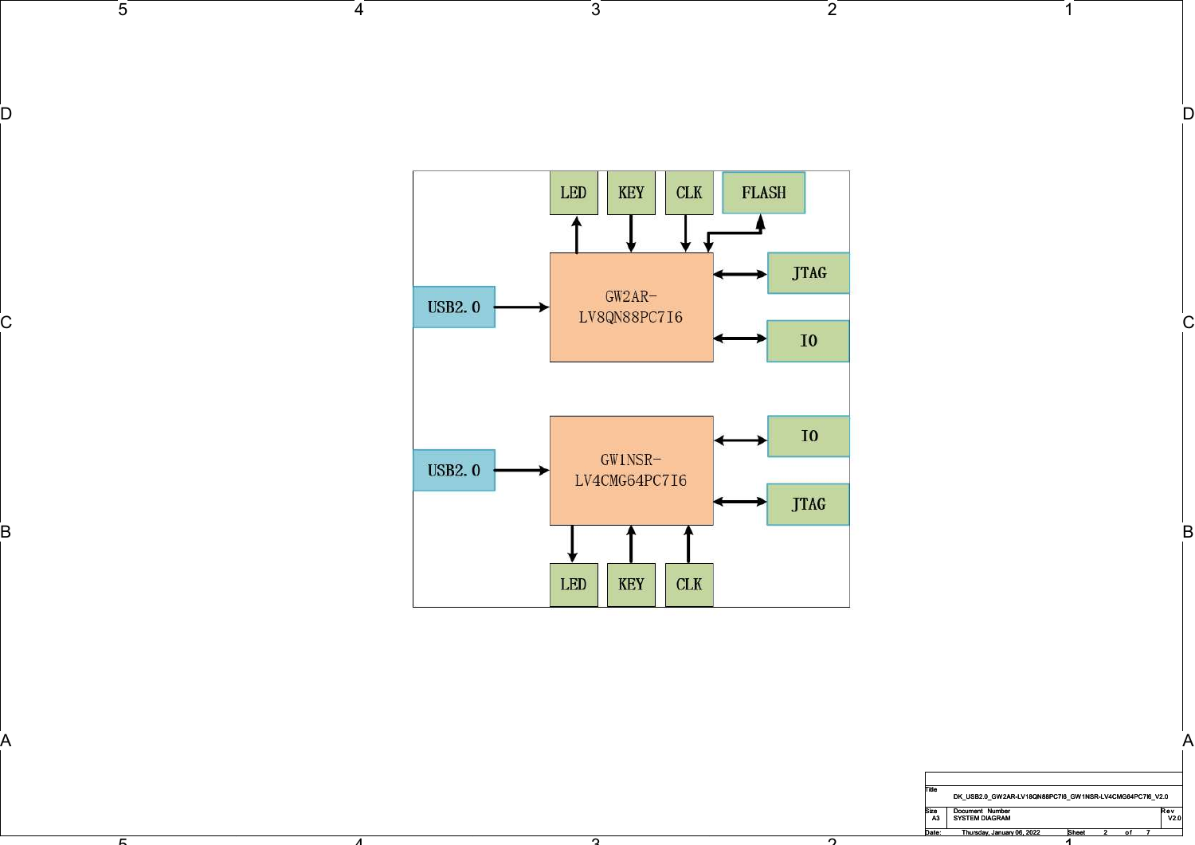LED | KEY | CLK | FLASH

JTAG

USB2.0 → GW2AR-LV8QN88PC7I6

IO

IO

USB2.0 → GW1NSR-LV4CMG64PC7I6

JTAG

LED | KEY | CLK

| Title | | |
|---|---|---|
| | DK_USB2.0_GW2AR-LV18QN88PC7I6_GW1NSR-LV4CMG64PC7I6_V2.0 | |
| Size | Document Number | Rev |
| A3 | SYSTEM DIAGRAM | V2.0 |
| Date: | Thursday, January 06, 2022 | Sheet 2 of 7 |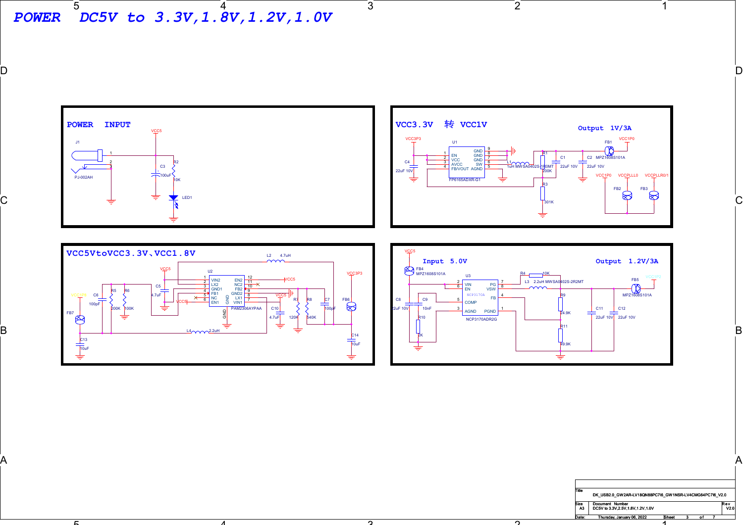# POWER DC5V to 3.3V,1.8V,1.2V,1.0V

## POWER INPUT

J1 PJ-002AH

VCC5

C3 100uF

R2 10K

LED1

## VCC3.3V 转 VCC1V

Output 1V/3A

VCC3P3

U1 FP6165ADXR-G1

EN, VCC, AVCC, FB/VOUT, GND, GND, GND, SW, AGND

C4 22uF 10V

L1 1uH MWSA0402S-1R0MT

R1 200K

R3 301K

C1 22uF 10V

C2 22uF 10V

FB1 MPZ1608S101A

VCC1P0

VCC1P0 VCCPLLL0 VCCPLLR0/1

FB2 FB3

## VCC5VtoVCC3.3V、VCC1.8V

U2 PAM2306AYPAA

VIN2, LX2, GND1, FB1, NC, EN1, EN2, NC2, FB2, GND2, LX1, VIN1, GND

VCC5

L2 4.7uH

L4 2.2uH

VCC1P8

C6 100pF

R5 200K

R6 100K

C5 4.7uF

C10 4.7uF

R7 120K

R8 540K

C7 100pF

FB6

VCC3P3

C14 10uF

FB7

C13 10uF

## Input 5.0V / Output 1.2V/3A

VCC5

FB4 MPZ1608S101A

U3 NCP3170ADR2G

VIN, EN, COMP, AGND, PG, VSW, FB, PGND

R4 10K

L3 2.2uH MWSA0402S-2R2MT

C8 22uF 10V

C9 10nF

R10 2K

R9 24.9K

R11 49.9K

C11 22uF 10V

C12 22uF 10V

FB5 MPZ1608S101A

VCC1P2

| Title | DK_USB2.0_GW2AR-LV18QN88PC7I6_GW1NSR-LV4CMG64PC7I6_V2.0 | |
|---|---|---|
| Size A3 | Document Number DC5V to 3.3V,2.5V,1.8V,1.2V,1.0V | Rev V2.0 |
| Date: Thursday, January 06, 2022 | Sheet 3 of 7 | |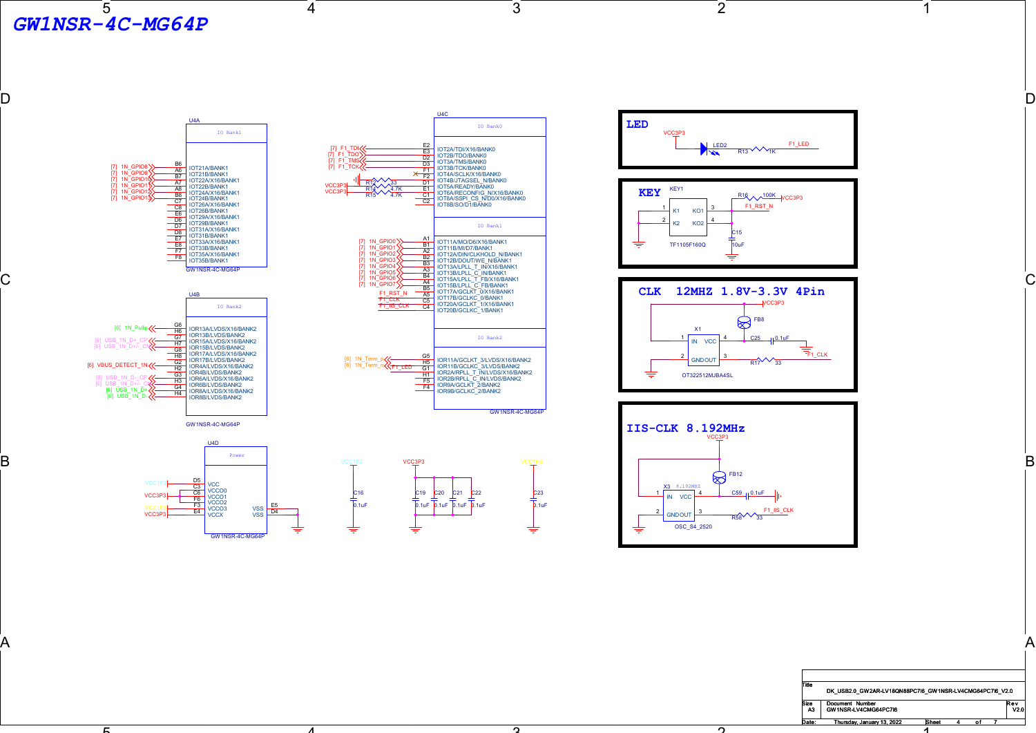# GW1NSR-4C-MG64P

## U4A — IO Bank1

| Net | Pin | Signal |
|---|---|---|
| [7] 1N_GPIO8 | B6 | IOT21A/BANK1 |
| [7] 1N_GPIO9 | A6 | IOT21B/BANK1 |
| [7] 1N_GPIO10 | B7 | IOT22A/X16/BANK1 |
| [7] 1N_GPIO11 | A7 | IOT22B/BANK1 |
| [7] 1N_GPIO12 | A8 | IOT24A/X16/BANK1 |
| [7] 1N_GPIO13 | B8 | IOT24B/BANK1 |
| | C7 | IOT26A/X16/BANK1 |
| | C8 | IOT26B/BANK1 |
| | E6 | IOT29A/X16/BANK1 |
| | D6 | IOT29B/BANK1 |
| | D7 | IOT31A/X16/BANK1 |
| | D8 | IOT31B/BANK1 |
| | E7 | IOT33A/X16/BANK1 |
| | E8 | IOT33B/BANK1 |
| | F7 | IOT35A/X16/BANK1 |
| | F8 | IOT35B/BANK1 |

GW1NSR-4C-MG64P

## U4B — IO Bank2

| Net | Pin | Signal |
|---|---|---|
| [6] 1N_Pullp | G6 | IOR13A/LVDS/X16/BANK2 |
| | H6 | IOR13B/LVDS/BANK2 |
| [6] USB_1N_D+_CP | G7 | IOR15A/LVDS/X16/BANK2 |
| [6] USB_1N_D+_C | H7 | IOR15B/LVDS/BANK2 |
| | G8 | IOR17A/LVDS/X16/BANK2 |
| | H8 | IOR17B/LVDS/BANK2 |
| [6] VBUS_DETECT_1N | G2 | IOR4A/LVDS/X16/BANK2 |
| | H2 | IOR4B/LVDS/BANK2 |
| [6] USB_1N_D-_CP | G3 | IOR6A/LVDS/X16/BANK2 |
| [6] USB_1N_D+_C | H3 | IOR6B/LVDS/BANK2 |
| [6] USB_1N_D+ | G4 | IOR8A/LVDS/X16/BANK2 |
| [6] USB_1N_D- | H4 | IOR8B/LVDS/BANK2 |

GW1NSR-4C-MG64P

## U4C — IO Bank0

| Net | Pin | Signal |
|---|---|---|
| [7] F1_TDI | E2 | IOT2A/TDI/X16/BANK0 |
| [7] F1_TDO | E3 | IOT2B/TDO/BANK0 |
| [7] F1_TMS | D2 | IOT3A/TMS/BANK0 |
| [7] F1_TCK | D3 | IOT3B/TCK/BANK0 |
| (NC) | F1 | IOT4A/SCLK/X16/BANK0 |
| R12 33 | F2 | IOT4B/JTAGSEL_N/BANK0 |
| VCC3P3, R14 4.7K | D1 | IOT5A/READY/BANK0 |
| VCC3P3, R15 4.7K | E1 | IOT5B/BANK0 |
| | C1 | IOT6A/RECONFIG_N/X16/BANK0 |
| | C2 | IOT8A/SSPI_CS_N/D0/X16/BANK0 |
| | | IOT8B/SO/D1/BANK0 |

## U4C — IO Bank1

| Net | Pin | Signal |
|---|---|---|
| [7] 1N_GPIO0 | A1 | IOT11A/MO/D6/X16/BANK1 |
| [7] 1N_GPIO1 | B1 | IOT11B/MI/D7/BANK1 |
| [7] 1N_GPIO2 | A2 | IOT12A/DIN/CLKHOLD_N/BANK1 |
| [7] 1N_GPIO3 | B2 | IOT12B/DOUT/WE_N/BANK1 |
| [7] 1N_GPIO4 | B3 | IOT13A/LPLL_T_IN/X16/BANK1 |
| [7] 1N_GPIO5 | A3 | IOT13B/LPLL_C_IN/BANK1 |
| [7] 1N_GPIO6 | B4 | IOT15A/LPLL_T_FB/X16/BANK1 |
| [7] 1N_GPIO7 | A4 | IOT15B/LPLL_C_FB/BANK1 |
| | B5 | IOT17A/GCLKT_0/X16/BANK1 |
| F1_RST_N | A5 | IOT17B/GCLKC_0/BANK1 |
| F1_CLK | C5 | IOT20A/GCLKT_1/X16/BANK1 |
| F1_IIS_CLK | C4 | IOT20B/GCLKC_1/BANK1 |

## U4C — IO Bank2

| Net | Pin | Signal |
|---|---|---|
| [6] 1N_Term_p | G5 | IOR11A/GCLKT_3/LVDS/X16/BANK2 |
| [6] 1N_Term_n | H5 | IOR11B/GCLKC_3/LVDS/BANK2 |
| F1_LED | G1 | IOR2A/RPLL_T_IN/LVDS/X16/BANK2 |
| | H1 | IOR2B/RPLL_C_IN/LVDS/BANK2 |
| | F5 | IOR9A/GCLKT_2/BANK2 |
| | F4 | IOR9B/GCLKC_2/BANK2 |

GW1NSR-4C-MG64P

## U4D — Power

| Net | Pin | Signal |
|---|---|---|
| VCC1P2 | D5 | VCC |
| VCC3P3 | C3 | VCCO0 |
| | C6 | VCCO1 |
| | F6 | VCCO2 |
| VCC1P8 | F3 | VCCO3 |
| VCC3P3 | E4 | VCCX |
| GND | E5 | VSS |
| GND | D4 | VSS |

GW1NSR-4C-MG64P

Decoupling: VCC1P2 — C16 0.1uF; VCC3P3 — C19, C20, C21, C22 0.1uF; VCC1P8 — C23 0.1uF

## LED

VCC3P3 — LED2 — R13 1K — F1_LED

## KEY

KEY1 TF1105F160Q: pins 1 (K1), 2 (K2) to GND; pins 3 (KO1), 4 (KO2) to F1_RST_N; R16 100K pull-up to VCC3P3; C15 10uF to GND

## CLK 12MHZ 1.8V-3.3V 4Pin

X1 OT322512MJBA4SL: 1 IN, 4 VCC (VCC3P3 via FB8, C25 0.1uF), 2 GNDOUT to GND, 3 OUT — R17 33 — F1_CLK

## IIS-CLK 8.192MHz

X3 8.192MHZ OSC_S4_2520: 1 IN, 4 VCC (VCC3P3 via FB12, C59 0.1uF), 2 GNDOUT to GND, 3 OUT — R58 33 — F1_IIS_CLK

| Title | DK_USB2.0_GW2AR-LV18QN88PC7I6_GW1NSR-LV4CMG64PC7I6_V2.0 | |
|---|---|---|
| Size: A3 | Document Number: GW1NSR-LV4CMG64PC7I6 | Rev: V2.0 |
| Date: Thursday, January 13, 2022 | Sheet 4 of 7 | |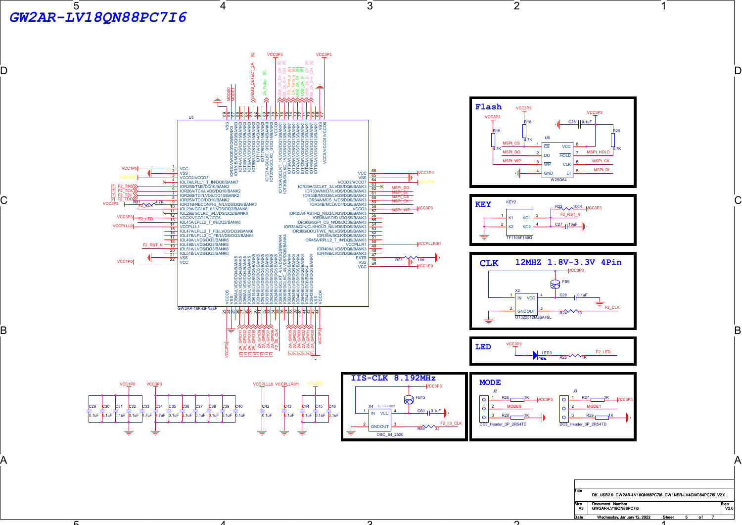# GW2AR-LV18QN88PC7I6

## U5 — GW2AR-18K-QFN88P

| Pin | Name | Net |
|---|---|---|
| 1 | VCC | VCC1P0 |
| 2 | VSS | GND |
| 3 | VCCO2/VCCO7 | VCC1P8 |
| 4 | IOL7A/LPLL1_T_IN/DQ0/BANK7 | NC |
| 5 | IOR25B/TMS/DQ10/BANK2 | F2_TMS [7] |
| 6 | IOR26A/TCK/LVDS/DQ10/BANK2 | F2_TCK [7] |
| 7 | IOR26B/TDI/LVDS/DQ10/BANK2 | F2_TDI [7] |
| 8 | IOR25A/TDO/DQ10/BANK2 | F2_TDO [7] |
| 9 | IOR31B/RECONFIG_N/LVDS/DQ10/BANK3 | R21 4.7K to VCC3P3 |
| 10 | IOL29A/GCLKT_6/LVDS/DQ2/BANK6 | F2_CLK |
| 11 | IOL29B/GCLKC_6/LVDS/DQ2/BANK6 | NC |
| 12 | VCCX/VCCO1/VCCO6 | VCC3P3 |
| 13 | IOL45A/LPLL2_T_IN/DQ2/BANK6 | F2_LED |
| 14 | VCCPLLL1 | VCCPLLL0 |
| 15 | IOL47A/LPLL2_T_FB/LVDS/DQ3/BANK6 | |
| 16 | IOL47B/LPLL2_C_FB/LVDS/DQ3/BANK6 | |
| 17 | IOL49A/LVDS/DQ3/BANK6 | |
| 18 | IOL49B/LVDS/DQ3/BANK6 | F2_RST_N |
| 19 | IOL51A/LVDS/DQ3/BANK6 | |
| 20 | IOL51B/LVDS/DQ3/BANK6 | |
| 21 | VSS | GND |
| 22 | VCC | VCC1P0 |
| 23 | VCCO5 | VCC3P3 |
| 24 | VSS | GND |
| 25 | IOB6A/LVDS/DQ4/BANK5 | 2A_GPIO11 [7] |
| 26 | IOB6B/LVDS/DQ4/BANK5 | 2A_GPIO12 [7] |
| 27 | IOB8A/LVDS/DQ4/BANK5 | 2A_GPIO10 [7] |
| 28 | IOB8B/LVDS/DQ4/BANK5 | 2A_GPIO9 [7] |
| 29 | IOB14A/LVDS/DQ5/BANK5 | 2A_GPIO8 [7] |
| 30 | IOB14B/LVDS/DQ5/BANK5 | 2A_GPIO7 [7] |
| 31 | IOB18A/LVDS/DQ5/BANK5 | 2A_GPIO6 [7] |
| 32 | IOB18B/LVDS/DQ5/BANK5 | F2_IIS_CLK |
| 33 | IOB24A/LVDS/DQ5/BANK5 | |
| 34 | IOB24B/LVDS/DQ5/BANK5 | |
| 35 | IOB30A/GCLKT_4/LVDS/DQ6/BANK4 | |
| 36 | IOB30B/GCLKC_4/LVDS/DQ6/BANK4 | |
| 37 | IOB34A/LVDS/DQ6/BANK4 | |
| 38 | IOB34B/LVDS/DQ6/BANK4 | 2A_GPIO5 [7] |
| 39 | IOB40A/LVDS/DQ6/BANK4 | 2A_GPIO4 [7] |
| 40 | IOB40B/LVDS/DQ6/BANK4 | 2A_GPIO3 [7] |
| 41 | IOB42A/DQ6/BANK4 | 2A_GPIO2 [7] |
| 42 | IOB42B/LVDS/DQ6/BANK4 | 2A_GPIO1 [7] |
| 43 | VSS | 2A_GPIO0 [7] |
| 44 | VCCO4 | VCC3P3 |
| 45 | VCC | VCC1P0 |
| 46 | EXTR | R23 10K to GND |
| 47 | VSS | GND |
| 48 | IOR49B/LVDS/DQ8/BANK3 | |
| 49 | IOR49A/LVDS/DQ8/BANK3 | |
| 50 | VCCPLLR1 | VCCPLLR0/1 |
| 51 | IOR45A/RPLL2_T_IN/DQ8/BANK3 | |
| 52 | IOR39A/SCLK/DQ9/BANK3 | |
| 53 | IOR38B/DOUT/WE_N/LVDS/DQ9/BANK3 | |
| 54 | IOR38A/DIN/CLKHOLD_N/LVDS/DQ9/BANK3 | |
| 55 | IOR36B/SSPI_CS_N/DQ9/BANK3 | |
| 56 | IOR36A/SO/D1/DQ9/BANK3 | |
| 57 | IOR35A/FASTRD_N/D3/LVDS/DQ9/BANK3 | MSPI_WP |
| 58 | VCCO3 | VCC3P3 |
| 59 | IOR34B/MCLK/D4/DQ9/BANK3 | MSPI_CK |
| 60 | IOR34A/MCS_N/D5/DQ9/BANK3 | MSPI_CS |
| 61 | IOR33B/MO/D6/LVDS/DQ9/BANK3 | MSPI_DI |
| 62 | IOR33A/MI/D7/LVDS/DQ9/BANK3 | MSPI_DO |
| 63 | IOR29A/GCLKT_3/LVDS/DQ9/BANK3 | NC |
| 64 | VCCO2/VCCO7 | VCC1P8 |
| 65 | VSS | GND |
| 66 | VCC | VCC1P0 |
| 67 | VCCX/VCCO1/VCCO6 | VCC3P3 |
| 68 | VSS | GND |
| 69 | IOT50A/LVDS/DQ12/BANK1 | SS_2A_D+_CIN [6] |
| 70 | IOT44B/LVDS/DQ13/BANK1 | USB_2A_D-_OP [6] |
| 71 | IOT44A/LVDS/DQ13/BANK1 | USB_2A_D- [6] |
| 72 | IOT40B/LVDS/DQ13/BANK1 | USB_2A_D+ [6] |
| 73 | IOT40A/LVDS/DQ13/BANK1 | 2A_Term_n [6] |
| 74 | IOT34B/LVDS/DQ13/BANK1 | 2A_Term_p [6] |
| 75 | IOT34A/LVDS/DQ13/BANK1 | SS_2A_D+_CIN [6] |
| 76 | IOT30B/GCLKC_1/LVDS/DQ13/BANK1 | USB_2A_D+_OP [6] |
| 77 | IOT30A/GCLKT_1/LVDS/DQ13/BANK1 | |
| 78 | VCCO0 | VCC3P3 |
| 79 | IOT27B/GCLKC_0/LVDS/DQ14/BANK0 | 2A_Pullup [6] |
| 80 | IOT27A/GCLKT_0/DQ14/BANK0 | |
| 81 | IOT17B/LVDS/DQ15/BANK0 | |
| 82 | IOT17A/LVDS/DQ15/BANK0 | |
| 83 | IOT16B/LVDS/DQ15/BANK0 | VBUS_DETECT_2A [6] |
| 84 | IOT16A/LVDS/DQ15/BANK0 | |
| 85 | IOT14B/LVDS/DQ15/BANK0 | |
| 86 | IOT14A/LVDS/DQ15/BANK0 | |
| 87 | IOR32B/MODE1/DQ10/BANK3 | MODE1 |
| 88 | IOR30A/MODE0/DQ10/BANK3 | MODE0 |
| 89 | VSS | GND |

Decoupling: VCC1P0: C29, C30, C31, C32 (0.1uF); VCC3P3: C33, C34 (4.7uF), C35, C36, C37, C38, C39, C40 (0.1uF); VCCPLLL0: C42 (0.1uF); VCCPLLR0/1: C43 (0.1uF); VCC1P8: C44, C45, C46 (0.1uF)

## Flash

U6 W25Q64: 1 CS (MSPI_CS, R19 4.7K to VCC3P3), 2 DO (MSPI_DO), 3 WP (MSPI_WP), 4 GND, 5 DI (MSPI_DI), 6 CLK (MSPI_CK), 7 HOLD (MSPI_HOLD, R20 4.7K to VCC3P3), 8 VCC (VCC3P3, C26 0.1uF). R18 4.7K to VCC3P3.

## KEY

KEY2 TF1105F160Q: K1/K2 to GND; KO1/KO2 — F2_RST_N, R22 100K to VCC3P3, C27 10uF to GND

## CLK 12MHZ 1.8V-3.3V 4Pin

X2 OT322512MJBA4SL: 1 IN, 2 GND, 3 OUT — R24 33 — F2_CLK, 4 VCC — FB9 — VCC3P3, C28 0.1uF

## LED

VCC3P3 — LED3 — R25 1K — F2_LED

## IIS-CLK 8.192MHz

X4 OSC_S4_2520 (8.192MHZ): 1 IN, 2 GND, 3 OUT — R59 33 — F2_IIS_CLK, 4 VCC — FB13 — VCC3P3, C60 0.1uF

## MODE

J2 DC3_Header_3P_2R54TD: 1 — R26 1K — VCC3P3; 2 — MODE0; 3 — R28 1K — GND

J3 DC3_Header_3P_2R54TD: 1 — R27 1K — VCC3P3; 2 — MODE1; 3 — R29 1K — GND

| Title | DK_USB2.0_GW2AR-LV18QN88PC7I6_GW1NSR-LV4CMG64PC7I6_V2.0 | |
|---|---|---|
| Size: A3 | Document Number: GW2AR-LV18QN88PC7I6 | Rev: V2.0 |
| Date: Wednesday, January 12, 2022 | Sheet 5 of 7 | |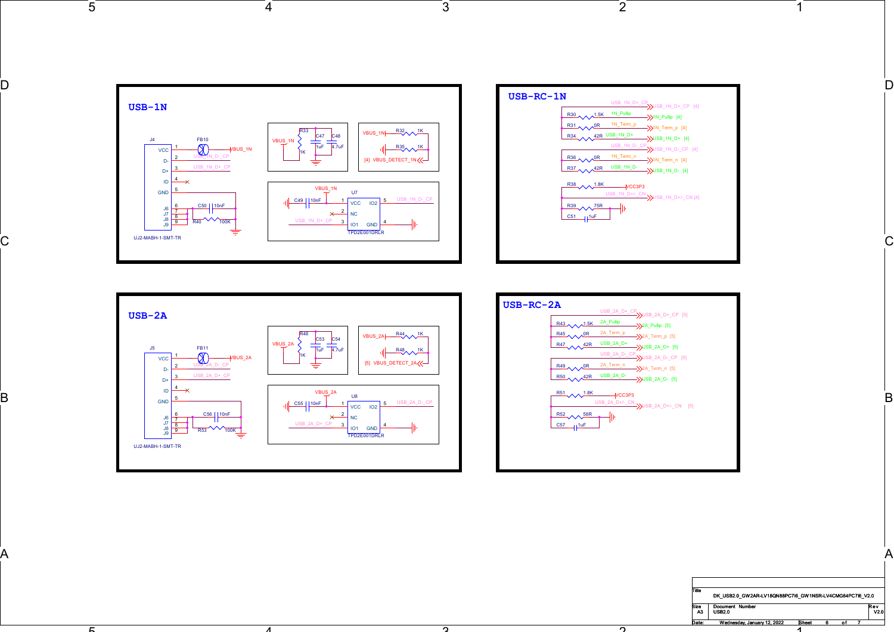## USB-1N

J4 (UJ2-MABH-1-SMT-TR)

| Pin | Name | Net |
|---|---|---|
| 1 | VCC | FB10 → VBUS_1N |
| 2 | D- | USB_1N_D-_CP |
| 3 | D+ | USB_1N_D+_CP |
| 4 | ID | NC |
| 5 | GND | GND |
| 6, 7, 8, 9 | J6, J7, J8, J9 | C50 10nF / R40 100K → GND |

VBUS_1N: R33 1K, C47 1uF, C48 4.7uF

VBUS_1N — R32 1K — R35 1K — [4] VBUS_DETECT_1N

U7 TPD2E001DRLR: VBUS_1N → 1 VCC (C49 10nF); 2 NC; 3 IO1 USB_1N_D+_CP; 5 IO2 USB_1N_D-_CP; 4 GND

## USB-RC-1N

- USB_1N_D+_CP → USB_1N_D+_CP [4]
- R30 1.5K — 1N_Pullp → 1N_Pullp [4]
- R31 0R — 1N_Term_p → 1N_Term_p [4]
- R34 42R — USB_1N_D+ → USB_1N_D+ [4]
- USB_1N_D-_CP → USB_1N_D-_CP [4]
- R36 0R — 1N_Term_n → 1N_Term_n [4]
- R37 42R — USB_1N_D- → USB_1N_D- [4]
- R38 1.8K — VCC3P3
- USB_1N_D+/-_CN → USB_1N_D+/-_CN [4]
- R39 75R, C51 1uF → GND

## USB-2A

J5 (UJ2-MABH-1-SMT-TR)

| Pin | Name | Net |
|---|---|---|
| 1 | VCC | FB11 → VBUS_2A |
| 2 | D- | USB_2A_D-_CP |
| 3 | D+ | USB_2A_D+_CP |
| 4 | ID | NC |
| 5 | GND | GND |
| 6, 7, 8, 9 | J6, J7, J8, J9 | C56 10nF / R53 100K → GND |

VBUS_2A: R46 1K, C53 1uF, C54 4.7uF

VBUS_2A — R44 1K — R48 1K — [5] VBUS_DETECT_2A

U8 TPD2E001DRLR: VBUS_2A → 1 VCC (C55 10nF); 2 NC; 3 IO1 USB_2A_D+_CP; 5 IO2 USB_2A_D-_CP; 4 GND

## USB-RC-2A

- USB_2A_D+_CP → USB_2A_D+_CP [5]
- R43 1.5K — 2A_Pullp → 2A_Pullp [5]
- R45 0R — 2A_Term_p → 2A_Term_p [5]
- R47 42R — USB_2A_D+ → USB_2A_D+ [5]
- USB_2A_D-_CP → USB_2A_D-_CP [5]
- R49 0R — 2A_Term_n → 2A_Term_n [5]
- R50 42R — USB_2A_D- → USB_2A_D- [5]
- R51 1.8K — VCC3P3
- USB_2A_D+/-_CN → USB_2A_D+/-_CN [5]
- R52 56R, C57 1uF → GND

| Title | DK_USB2.0_GW2AR-LV18QN88PC7I6_GW1NSR-LV4CMG64PC7I6_V2.0 | |
|---|---|---|
| Size: A3 | Document Number: USB2.0 | Rev: V2.0 |
| Date: Wednesday, January 12, 2022 | Sheet 6 of 7 | |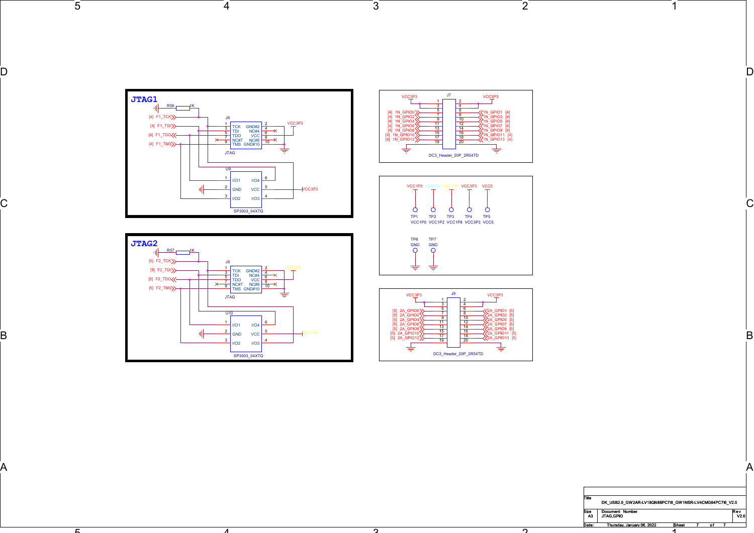## JTAG1

R56 1K

[4] F1_TCK
[4] F1_TDI
[4] F1_TDO
[4] F1_TMS

J6 JTAG

| Pin | Name | Name | Pin |
|---|---|---|---|
| 1 | TCK | GND#2 | 2 |
| 3 | TDI | NC#4 | 4 |
| 5 | TDO | VCC | 6 |
| 7 | NC#7 | NC#8 | 8 |
| 9 | TMS | GND#10 | 10 |

VCC3P3

U9 SP3003_04XTG

| Pin | Name | Name | Pin |
|---|---|---|---|
| 1 | I/O1 | I/O4 | 6 |
| 2 | GND | VCC | 5 |
| 3 | I/O2 | I/O3 | 4 |

VCC3P3

## JTAG2

R57 1K

[5] F2_TCK
[5] F2_TDI
[5] F2_TDO
[5] F2_TMS

J8 JTAG

| Pin | Name | Name | Pin |
|---|---|---|---|
| 1 | TCK | GND#2 | 2 |
| 3 | TDI | NC#4 | 4 |
| 5 | TDO | VCC | 6 |
| 7 | NC#7 | NC#8 | 8 |
| 9 | TMS | GND#10 | 10 |

VCC1P8

U10 SP3003_04XTG

| Pin | Name | Name | Pin |
|---|---|---|---|
| 1 | I/O1 | I/O4 | 6 |
| 2 | GND | VCC | 5 |
| 3 | I/O2 | I/O3 | 4 |

VCC1P8

## J7 DC3_Header_20P_2R54TD

| Signal | Pin | Pin | Signal |
|---|---|---|---|
| VCC3P3 | 1 | 2 | VCC3P3 |
| VCC3P3 | 3 | 4 | VCC3P3 |
| | 5 | 6 | |
| [4] 1N_GPIO0 | 7 | 8 | 1N_GPIO1 [4] |
| [4] 1N_GPIO2 | 9 | 10 | 1N_GPIO3 [4] |
| [4] 1N_GPIO4 | 11 | 12 | 1N_GPIO5 [4] |
| [4] 1N_GPIO6 | 13 | 14 | 1N_GPIO7 [4] |
| [4] 1N_GPIO8 | 15 | 16 | 1N_GPIO9 [4] |
| [4] 1N_GPIO10 | 17 | 18 | 1N_GPIO11 [4] |
| [4] 1N_GPIO12 | 19 | 20 | 1N_GPIO13 [4] |

## Test Points

| TP1 | TP2 | TP3 | TP4 | TP5 | TP6 | TP7 |
|---|---|---|---|---|---|---|
| VCC1P0 | VCC1P2 | VCC1P8 | VCC3P3 | VCC5 | GND | GND |

## J9 DC3_Header_20P_2R54TD

| Signal | Pin | Pin | Signal |
|---|---|---|---|
| VCC3P3 | 1 | 2 | VCC3P3 |
| VCC3P3 | 3 | 4 | VCC3P3 |
| | 5 | 6 | |
| [5] 2A_GPIO0 | 7 | 8 | 2A_GPIO1 [5] |
| [5] 2A_GPIO2 | 9 | 10 | 2A_GPIO3 [5] |
| [5] 2A_GPIO4 | 11 | 12 | 2A_GPIO5 [5] |
| [5] 2A_GPIO6 | 13 | 14 | 2A_GPIO7 [5] |
| [5] 2A_GPIO8 | 15 | 16 | 2A_GPIO9 [5] |
| [5] 2A_GPIO10 | 17 | 18 | 2A_GPIO11 [5] |
| [5] 2A_GPIO12 | 19 | 20 | 2A_GPIO13 [5] |

| | |
|---|---|
| Title | DK_USB2.0_GW2AR-LV18QN88PC7I6_GW1NSR-LV4CMG64PC7I6_V2.0 |
| Size | A3 |
| Document Number | JTAG,GPIO |
| Rev | V2.0 |
| Date: | Thursday, January 06, 2022 |
| Sheet | 7 of 7 |